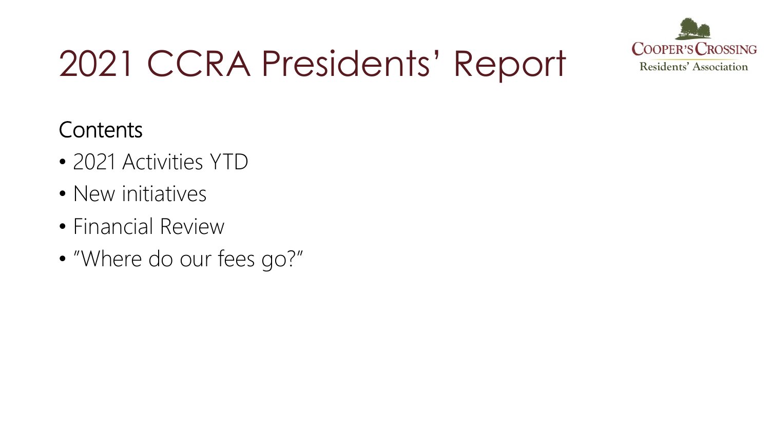# 2021 CCRA Presidents' Report

Cooper's Crossing Residents' Association

## Contents

- 2021 Activities YTD
- New initiatives
- Financial Review
- "Where do our fees go?"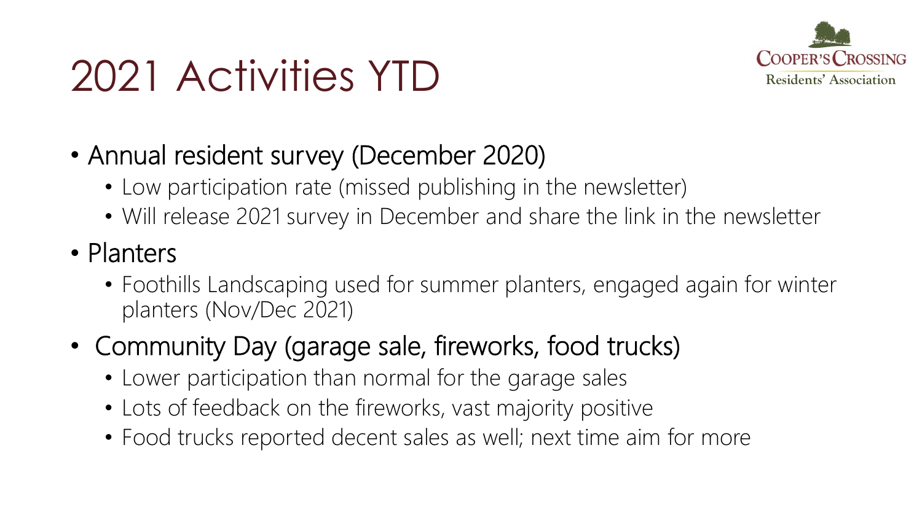# 2021 Activities YTD

Cooper's Crossing Residents' Association

- Annual resident survey (December 2020)
  - Low participation rate (missed publishing in the newsletter)
  - Will release 2021 survey in December and share the link in the newsletter
- Planters
  - Foothills Landscaping used for summer planters, engaged again for winter planters (Nov/Dec 2021)
- Community Day (garage sale, fireworks, food trucks)
  - Lower participation than normal for the garage sales
  - Lots of feedback on the fireworks, vast majority positive
  - Food trucks reported decent sales as well; next time aim for more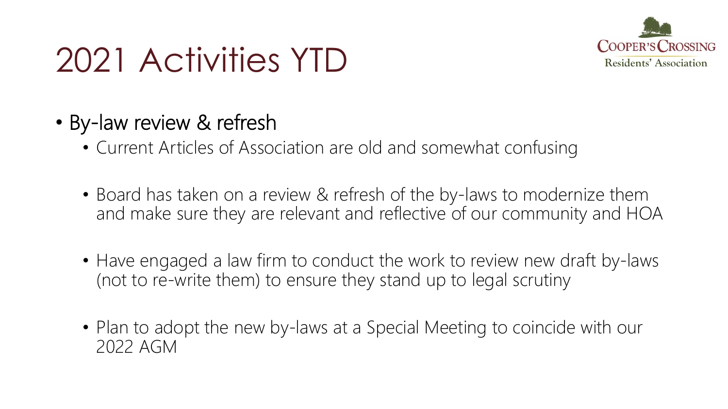# 2021 Activities YTD

- By-law review & refresh
  - Current Articles of Association are old and somewhat confusing
  - Board has taken on a review & refresh of the by-laws to modernize them and make sure they are relevant and reflective of our community and HOA
  - Have engaged a law firm to conduct the work to review new draft by-laws (not to re-write them) to ensure they stand up to legal scrutiny
  - Plan to adopt the new by-laws at a Special Meeting to coincide with our 2022 AGM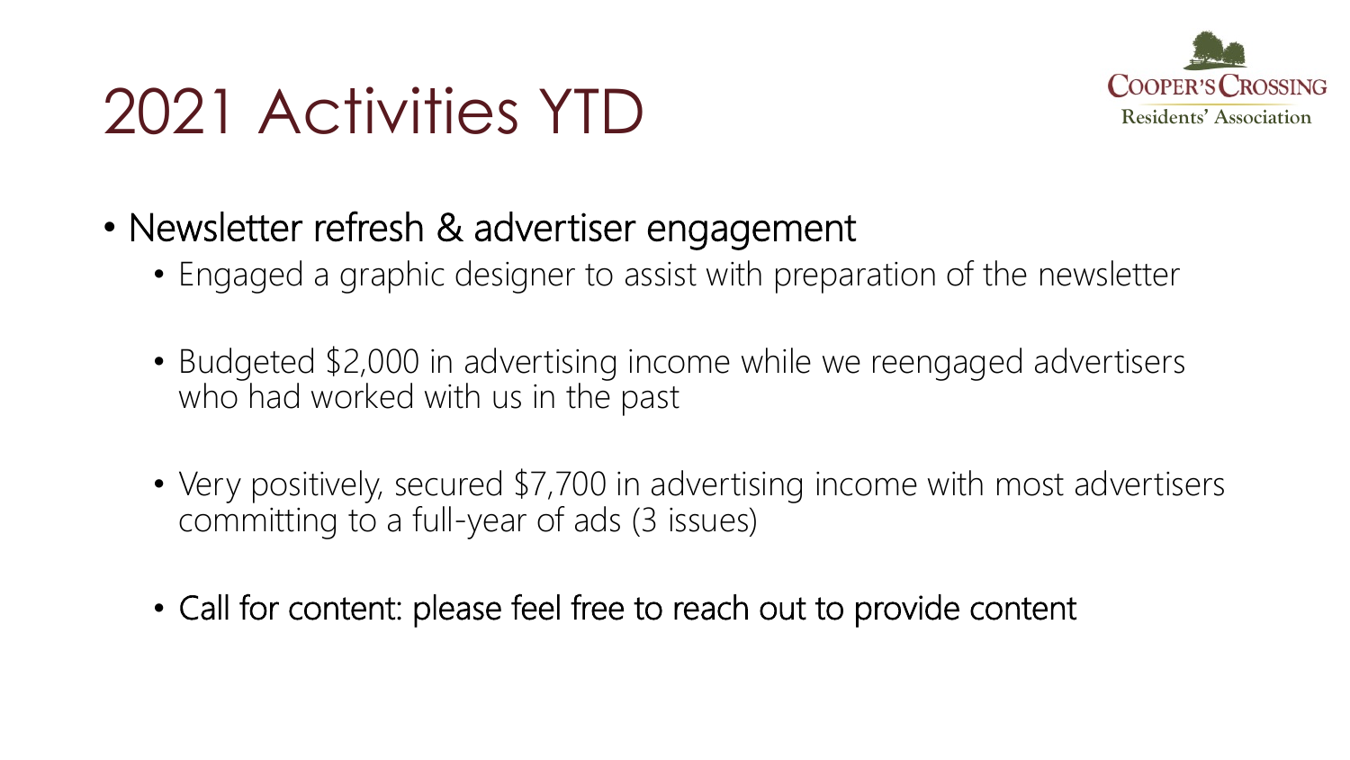# 2021 Activities YTD

Cooper's Crossing Residents' Association

- Newsletter refresh & advertiser engagement
  - Engaged a graphic designer to assist with preparation of the newsletter
  - Budgeted $2,000 in advertising income while we reengaged advertisers who had worked with us in the past
  - Very positively, secured $7,700 in advertising income with most advertisers committing to a full-year of ads (3 issues)
  - Call for content: please feel free to reach out to provide content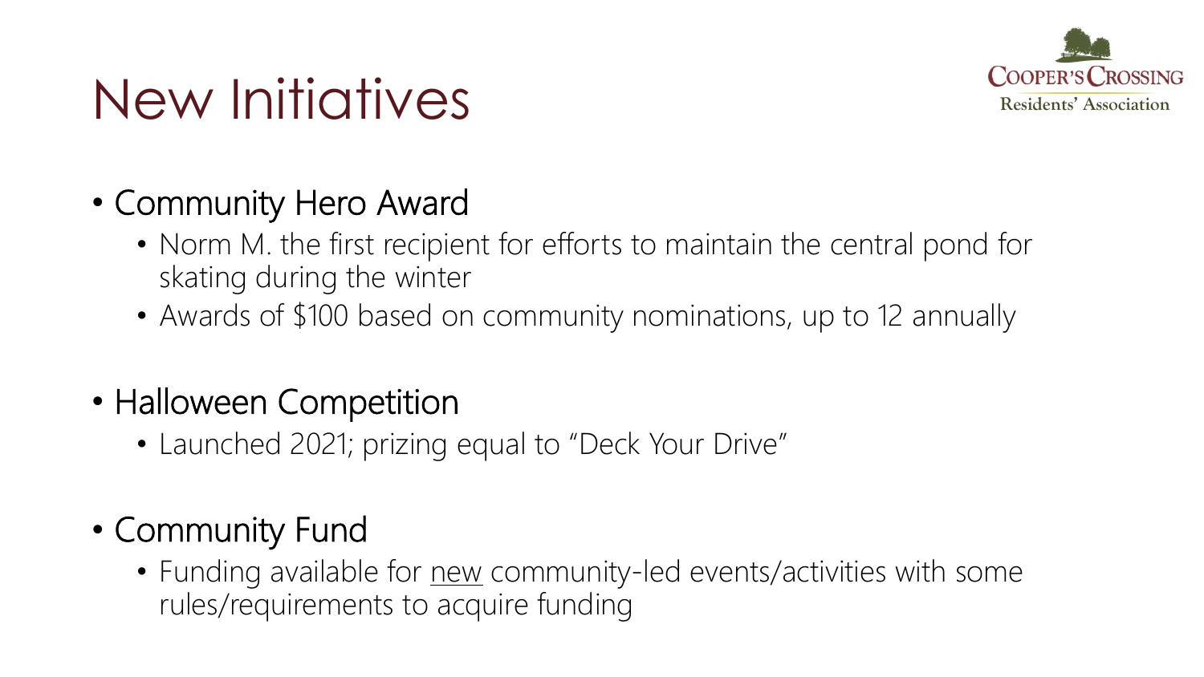# New Initiatives

Cooper's Crossing Residents' Association

- Community Hero Award
  - Norm M. the first recipient for efforts to maintain the central pond for skating during the winter
  - Awards of $100 based on community nominations, up to 12 annually

- Halloween Competition
  - Launched 2021; prizing equal to "Deck Your Drive"

- Community Fund
  - Funding available for <u>new</u> community-led events/activities with some rules/requirements to acquire funding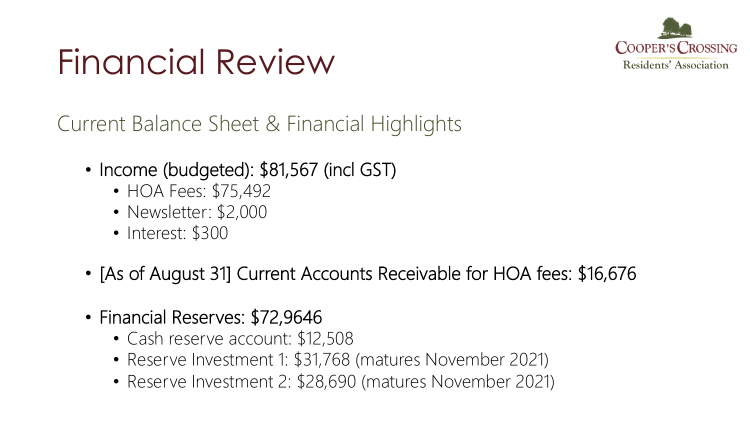# Financial Review

COOPER'S CROSSING Residents' Association

## Current Balance Sheet & Financial Highlights

- Income (budgeted): $81,567 (incl GST)
  - HOA Fees: $75,492
  - Newsletter: $2,000
  - Interest: $300
- [As of August 31] Current Accounts Receivable for HOA fees: $16,676
- Financial Reserves: $72,9646
  - Cash reserve account: $12,508
  - Reserve Investment 1: $31,768 (matures November 2021)
  - Reserve Investment 2: $28,690 (matures November 2021)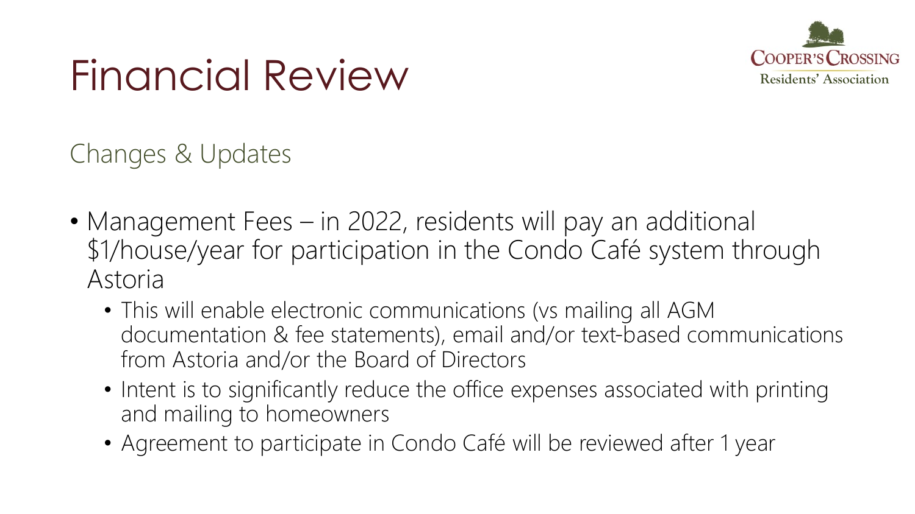# Financial Review

## Changes & Updates

- Management Fees – in 2022, residents will pay an additional $1/house/year for participation in the Condo Café system through Astoria
  - This will enable electronic communications (vs mailing all AGM documentation & fee statements), email and/or text-based communications from Astoria and/or the Board of Directors
  - Intent is to significantly reduce the office expenses associated with printing and mailing to homeowners
  - Agreement to participate in Condo Café will be reviewed after 1 year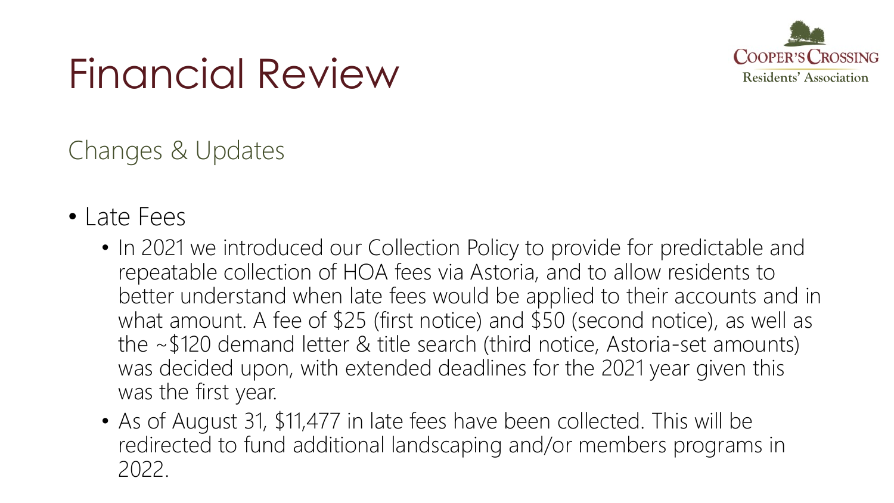# Financial Review

## Changes & Updates

- Late Fees
  - In 2021 we introduced our Collection Policy to provide for predictable and repeatable collection of HOA fees via Astoria, and to allow residents to better understand when late fees would be applied to their accounts and in what amount. A fee of $25 (first notice) and $50 (second notice), as well as the ~$120 demand letter & title search (third notice, Astoria-set amounts) was decided upon, with extended deadlines for the 2021 year given this was the first year.
  - As of August 31, $11,477 in late fees have been collected. This will be redirected to fund additional landscaping and/or members programs in 2022.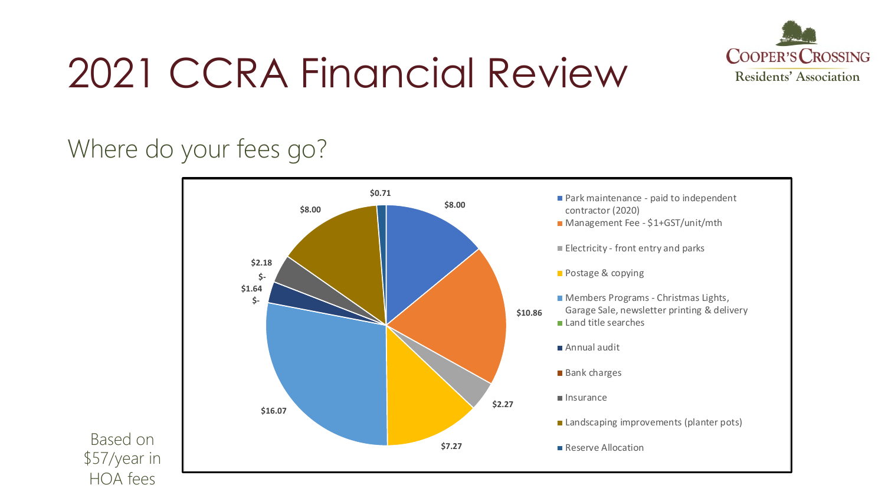# 2021 CCRA Financial Review

Cooper's Crossing Residents' Association

## Where do your fees go?

$0.71

$8.00

$8.00

$2.18

$-

$1.64

$-

$10.86

$2.27

$16.07

$7.27

- Park maintenance - paid to independent contractor (2020)
- Management Fee - $1+GST/unit/mth
- Electricity - front entry and parks
- Postage & copying
- Members Programs - Christmas Lights, Garage Sale, newsletter printing & delivery
- Land title searches
- Annual audit
- Bank charges
- Insurance
- Landscaping improvements (planter pots)
- Reserve Allocation

Based on $57/year in HOA fees